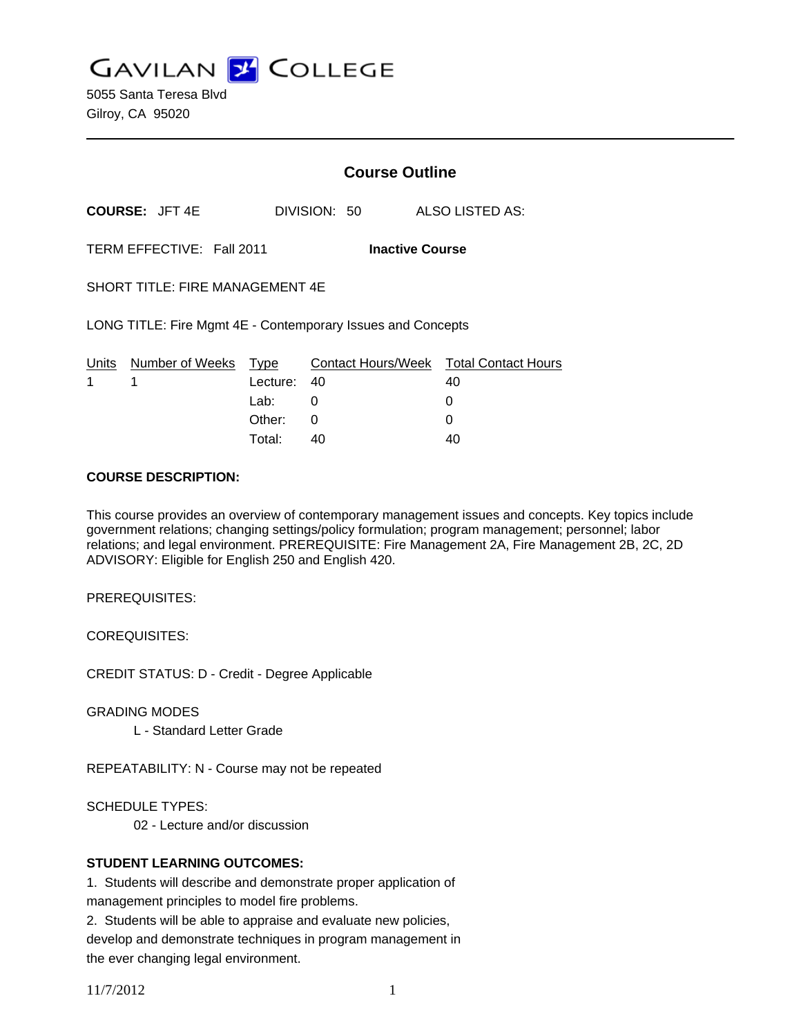# GAVILAN COLLEGE

5055 Santa Teresa Blvd
Gilroy, CA 95020

## Course Outline

**COURSE:** JFT 4E DIVISION: 50 ALSO LISTED AS:

TERM EFFECTIVE: Fall 2011 **Inactive Course**

SHORT TITLE: FIRE MANAGEMENT 4E

LONG TITLE: Fire Mgmt 4E - Contemporary Issues and Concepts

| Units | Number of Weeks | Type | Contact Hours/Week | Total Contact Hours |
|---|---|---|---|---|
| 1 | 1 | Lecture: | 40 | 40 |
| | | Lab: | 0 | 0 |
| | | Other: | 0 | 0 |
| | | Total: | 40 | 40 |

**COURSE DESCRIPTION:**

This course provides an overview of contemporary management issues and concepts. Key topics include government relations; changing settings/policy formulation; program management; personnel; labor relations; and legal environment. PREREQUISITE: Fire Management 2A, Fire Management 2B, 2C, 2D ADVISORY: Eligible for English 250 and English 420.

PREREQUISITES:

COREQUISITES:

CREDIT STATUS: D - Credit - Degree Applicable

GRADING MODES

L - Standard Letter Grade

REPEATABILITY: N - Course may not be repeated

SCHEDULE TYPES:

02 - Lecture and/or discussion

**STUDENT LEARNING OUTCOMES:**

1. Students will describe and demonstrate proper application of management principles to model fire problems.
2. Students will be able to appraise and evaluate new policies, develop and demonstrate techniques in program management in the ever changing legal environment.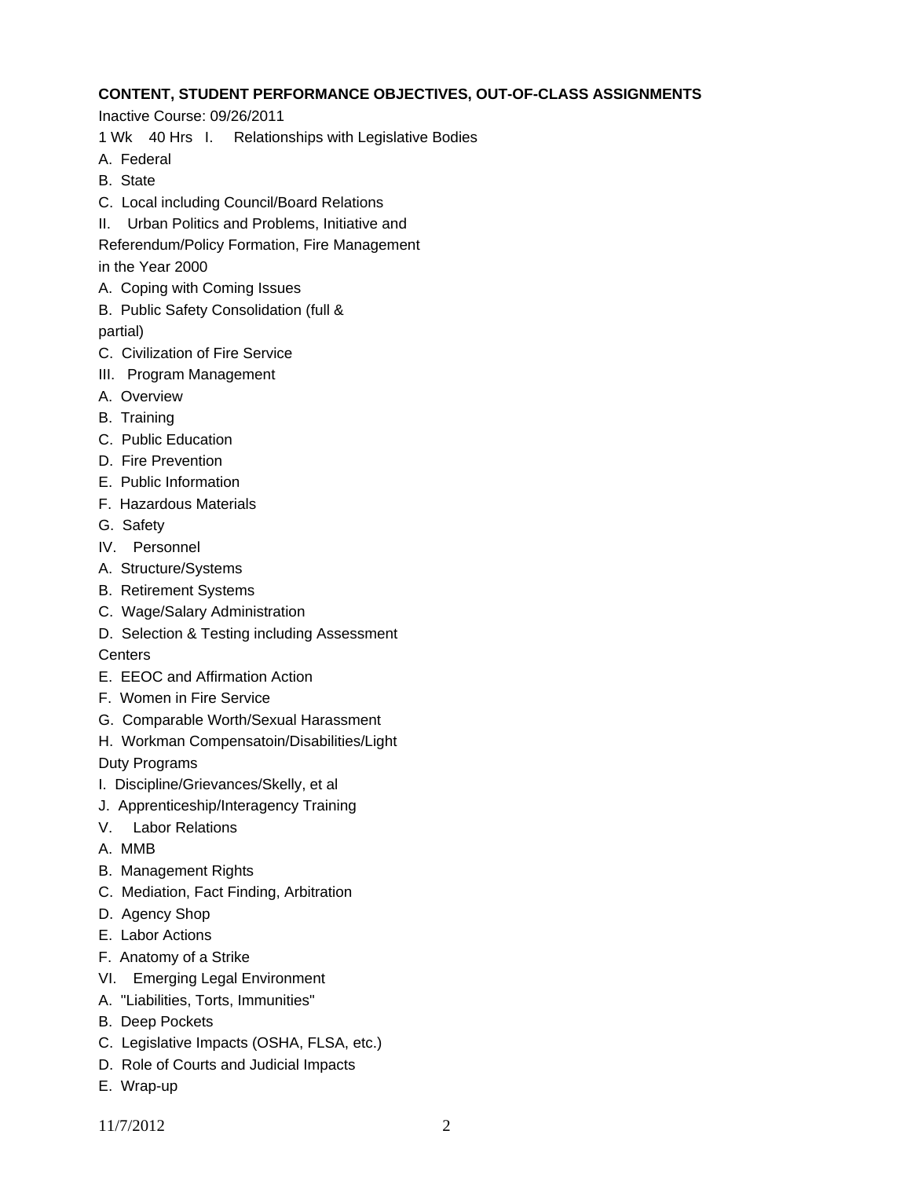**CONTENT, STUDENT PERFORMANCE OBJECTIVES, OUT-OF-CLASS ASSIGNMENTS**

Inactive Course: 09/26/2011

1 Wk 40 Hrs I. Relationships with Legislative Bodies

A. Federal

B. State

C. Local including Council/Board Relations

II. Urban Politics and Problems, Initiative and Referendum/Policy Formation, Fire Management in the Year 2000

A. Coping with Coming Issues

B. Public Safety Consolidation (full & partial)

C. Civilization of Fire Service

III. Program Management

A. Overview

B. Training

C. Public Education

D. Fire Prevention

E. Public Information

F. Hazardous Materials

G. Safety

IV. Personnel

A. Structure/Systems

B. Retirement Systems

C. Wage/Salary Administration

D. Selection & Testing including Assessment Centers

E. EEOC and Affirmation Action

F. Women in Fire Service

G. Comparable Worth/Sexual Harassment

H. Workman Compensatoin/Disabilities/Light Duty Programs

I. Discipline/Grievances/Skelly, et al

J. Apprenticeship/Interagency Training

V. Labor Relations

A. MMB

B. Management Rights

C. Mediation, Fact Finding, Arbitration

D. Agency Shop

E. Labor Actions

F. Anatomy of a Strike

VI. Emerging Legal Environment

A. "Liabilities, Torts, Immunities"

B. Deep Pockets

C. Legislative Impacts (OSHA, FLSA, etc.)

D. Role of Courts and Judicial Impacts

E. Wrap-up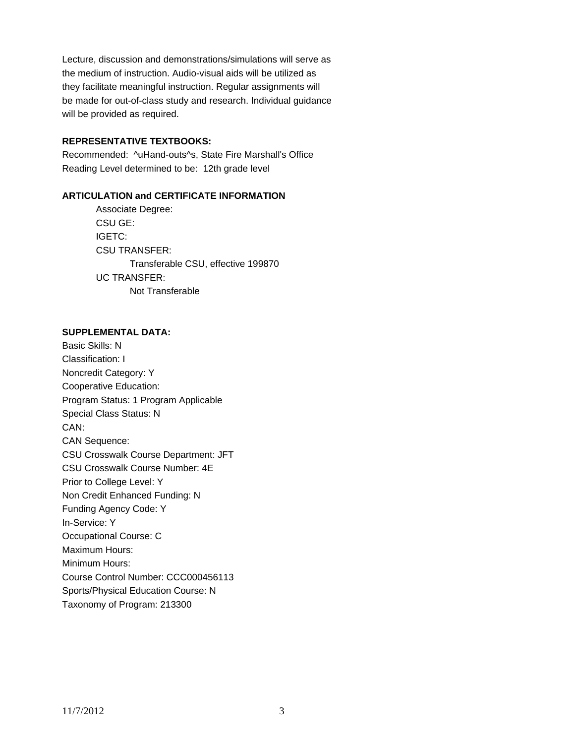Lecture, discussion and demonstrations/simulations will serve as the medium of instruction. Audio-visual aids will be utilized as they facilitate meaningful instruction. Regular assignments will be made for out-of-class study and research. Individual guidance will be provided as required.

**REPRESENTATIVE TEXTBOOKS:**

Recommended: ^uHand-outs^s, State Fire Marshall's Office
Reading Level determined to be: 12th grade level

**ARTICULATION and CERTIFICATE INFORMATION**

Associate Degree:
CSU GE:
IGETC:
CSU TRANSFER:
    Transferable CSU, effective 199870
UC TRANSFER:
    Not Transferable

**SUPPLEMENTAL DATA:**

Basic Skills: N
Classification: I
Noncredit Category: Y
Cooperative Education:
Program Status: 1 Program Applicable
Special Class Status: N
CAN:
CAN Sequence:
CSU Crosswalk Course Department: JFT
CSU Crosswalk Course Number: 4E
Prior to College Level: Y
Non Credit Enhanced Funding: N
Funding Agency Code: Y
In-Service: Y
Occupational Course: C
Maximum Hours:
Minimum Hours:
Course Control Number: CCC000456113
Sports/Physical Education Course: N
Taxonomy of Program: 213300